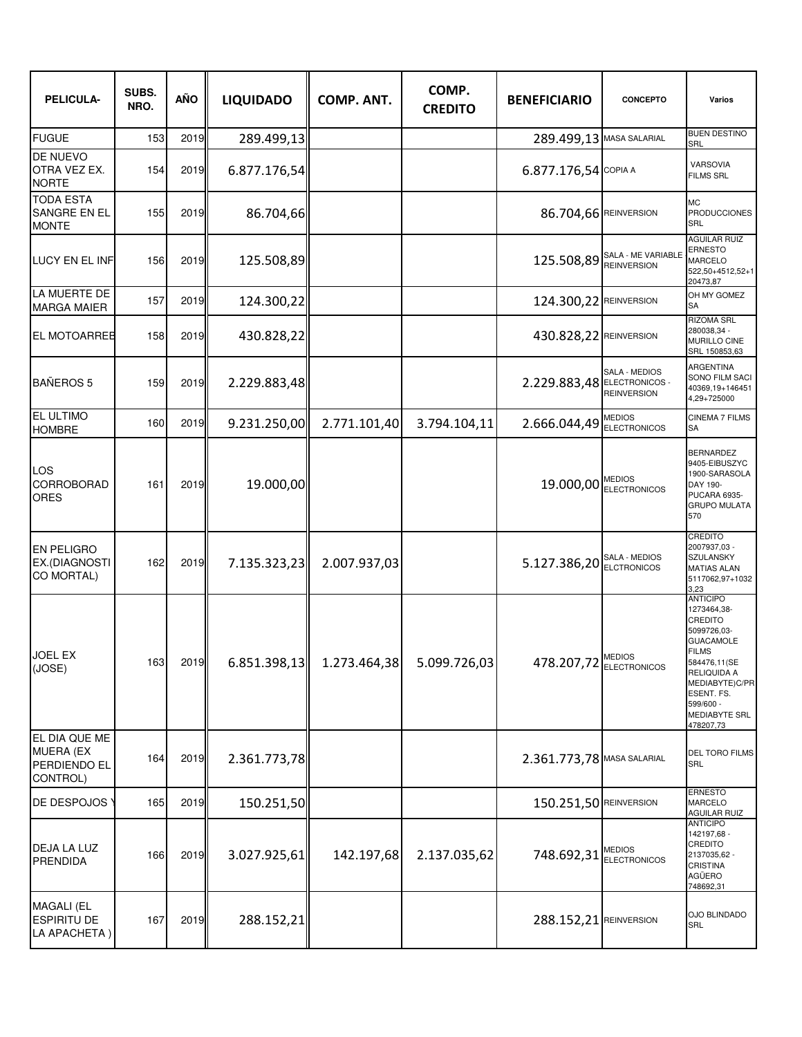| PELICULA- | SUBS. NRO. | AÑO | LIQUIDADO | COMP. ANT. | COMP. CREDITO | BENEFICIARIO | CONCEPTO | Varios |
|---|---|---|---|---|---|---|---|---|
| FUGUE | 153 | 2019 | 289.499,13 | | | 289.499,13 | MASA SALARIAL | BUEN DESTINO SRL |
| DE NUEVO OTRA VEZ EX. NORTE | 154 | 2019 | 6.877.176,54 | | | 6.877.176,54 | COPIA A | VARSOVIA FILMS SRL |
| TODA ESTA SANGRE EN EL MONTE | 155 | 2019 | 86.704,66 | | | 86.704,66 | REINVERSION | MC PRODUCCIONES SRL |
| LUCY EN EL INF | 156 | 2019 | 125.508,89 | | | 125.508,89 | SALA - ME VARIABLE REINVERSION | AGUILAR RUIZ ERNESTO MARCELO 522,50+4512,52+120473,87 |
| LA MUERTE DE MARGA MAIER | 157 | 2019 | 124.300,22 | | | 124.300,22 | REINVERSION | OH MY GOMEZ SA |
| EL MOTOARREB | 158 | 2019 | 430.828,22 | | | 430.828,22 | REINVERSION | RIZOMA SRL 280038,34 - MURILLO CINE SRL 150853,63 |
| BAÑEROS 5 | 159 | 2019 | 2.229.883,48 | | | 2.229.883,48 | SALA - MEDIOS ELECTRONICOS - REINVERSION | ARGENTINA SONO FILM SACI 40369,19+1464514,29+725000 |
| EL ULTIMO HOMBRE | 160 | 2019 | 9.231.250,00 | 2.771.101,40 | 3.794.104,11 | 2.666.044,49 | MEDIOS ELECTRONICOS | CINEMA 7 FILMS SA |
| LOS CORROBORADORES | 161 | 2019 | 19.000,00 | | | 19.000,00 | MEDIOS ELECTRONICOS | BERNARDEZ 9405-EIBUSZYC 1900-SARASOLA DAY 190-PUCARA 6935-GRUPO MULATA 570 |
| EN PELIGRO EX.(DIAGNOSTICO MORTAL) | 162 | 2019 | 7.135.323,23 | 2.007.937,03 | | 5.127.386,20 | SALA - MEDIOS ELCTRONICOS | CREDITO 2007937,03 - SZULANSKY MATIAS ALAN 5117062,97+10323,23 |
| JOEL EX (JOSE) | 163 | 2019 | 6.851.398,13 | 1.273.464,38 | 5.099.726,03 | 478.207,72 | MEDIOS ELECTRONICOS | ANTICIPO 1273464,38-CREDITO 5099726,03-GUACAMOLE FILMS 584476,11(SE RELIQUIDA A MEDIABYTE)C/PRESENT. FS. 599/600 - MEDIABYTE SRL 478207,73 |
| EL DIA QUE ME MUERA (EX PERDIENDO EL CONTROL) | 164 | 2019 | 2.361.773,78 | | | 2.361.773,78 | MASA SALARIAL | DEL TORO FILMS SRL |
| DE DESPOJOS Y | 165 | 2019 | 150.251,50 | | | 150.251,50 | REINVERSION | ERNESTO MARCELO AGUILAR RUIZ |
| DEJA LA LUZ PRENDIDA | 166 | 2019 | 3.027.925,61 | 142.197,68 | 2.137.035,62 | 748.692,31 | MEDIOS ELECTRONICOS | ANTICIPO 142197,68 - CREDITO 2137035,62 - CRISTINA AGÜERO 748692,31 |
| MAGALI (EL ESPIRITU DE LA APACHETA ) | 167 | 2019 | 288.152,21 | | | 288.152,21 | REINVERSION | OJO BLINDADO SRL |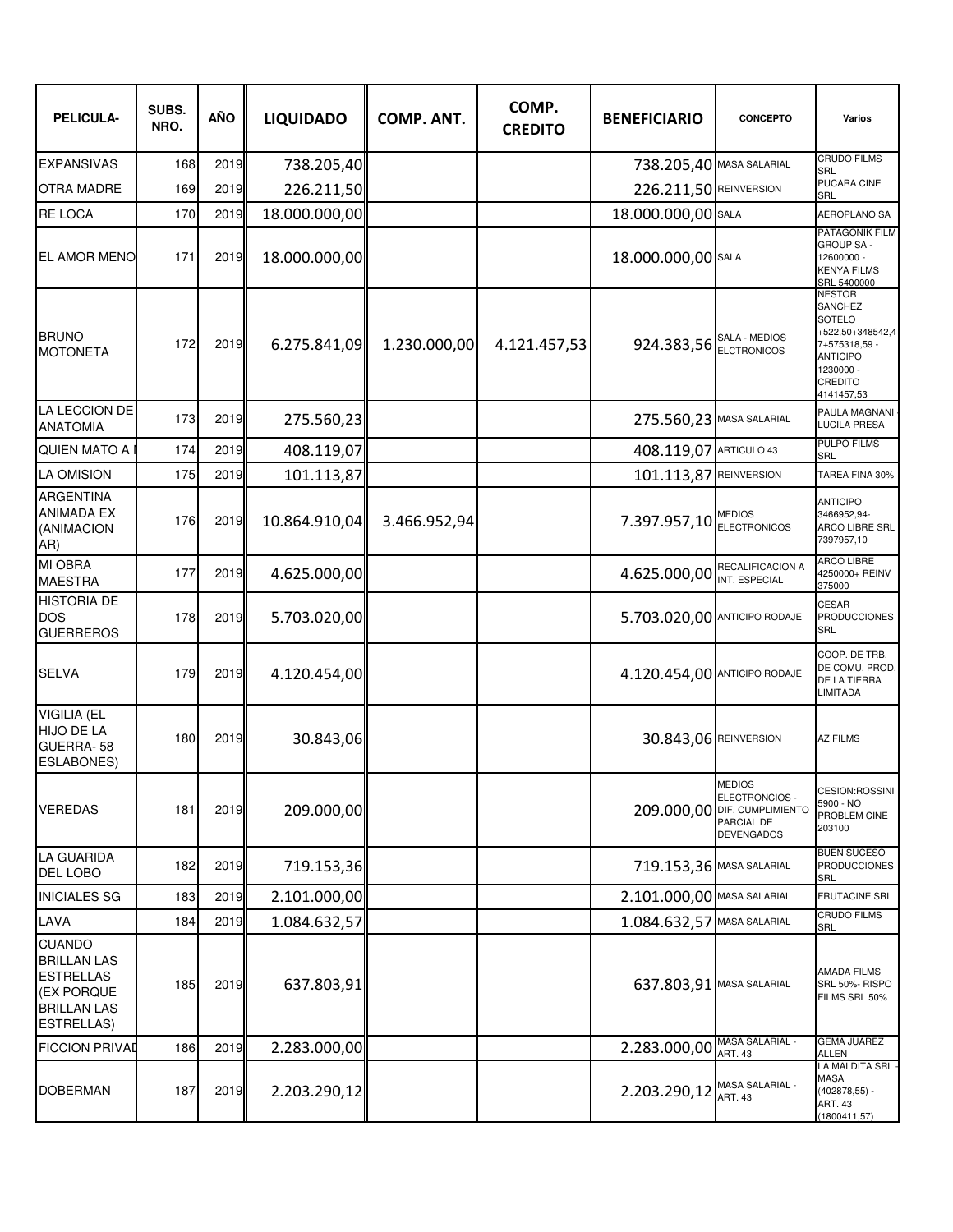| PELICULA- | SUBS. NRO. | AÑO | LIQUIDADO | COMP. ANT. | COMP. CREDITO | BENEFICIARIO | CONCEPTO | Varios |
|---|---|---|---|---|---|---|---|---|
| EXPANSIVAS | 168 | 2019 | 738.205,40 | | | 738.205,40 | MASA SALARIAL | CRUDO FILMS SRL |
| OTRA MADRE | 169 | 2019 | 226.211,50 | | | 226.211,50 | REINVERSION | PUCARA CINE SRL |
| RE LOCA | 170 | 2019 | 18.000.000,00 | | | 18.000.000,00 | SALA | AEROPLANO SA |
| EL AMOR MENO | 171 | 2019 | 18.000.000,00 | | | 18.000.000,00 | SALA | PATAGONIK FILM GROUP SA - 12600000 - KENYA FILMS SRL 5400000 |
| BRUNO MOTONETA | 172 | 2019 | 6.275.841,09 | 1.230.000,00 | 4.121.457,53 | 924.383,56 | SALA - MEDIOS ELCTRONICOS | NESTOR SANCHEZ SOTELO +522,50+348542,47+575318,59 - ANTICIPO 1230000 - CREDITO 4141457,53 |
| LA LECCION DE ANATOMIA | 173 | 2019 | 275.560,23 | | | 275.560,23 | MASA SALARIAL | PAULA MAGNANI - LUCILA PRESA |
| QUIEN MATO A | 174 | 2019 | 408.119,07 | | | 408.119,07 | ARTICULO 43 | PULPO FILMS SRL |
| LA OMISION | 175 | 2019 | 101.113,87 | | | 101.113,87 | REINVERSION | TAREA FINA 30% |
| ARGENTINA ANIMADA EX (ANIMACION AR) | 176 | 2019 | 10.864.910,04 | 3.466.952,94 | | 7.397.957,10 | MEDIOS ELECTRONICOS | ANTICIPO 3466952,94- ARCO LIBRE SRL 7397957,10 |
| MI OBRA MAESTRA | 177 | 2019 | 4.625.000,00 | | | 4.625.000,00 | RECALIFICACION A INT. ESPECIAL | ARCO LIBRE 4250000+ REINV 375000 |
| HISTORIA DE DOS GUERREROS | 178 | 2019 | 5.703.020,00 | | | 5.703.020,00 | ANTICIPO RODAJE | CESAR PRODUCCIONES SRL |
| SELVA | 179 | 2019 | 4.120.454,00 | | | 4.120.454,00 | ANTICIPO RODAJE | COOP. DE TRB. DE COMU. PROD. DE LA TIERRA LIMITADA |
| VIGILIA (EL HIJO DE LA GUERRA- 58 ESLABONES) | 180 | 2019 | 30.843,06 | | | 30.843,06 | REINVERSION | AZ FILMS |
| VEREDAS | 181 | 2019 | 209.000,00 | | | 209.000,00 | MEDIOS ELECTRONCIOS - DIF. CUMPLIMIENTO PARCIAL DE DEVENGADOS | CESION:ROSSINI 5900 - NO PROBLEM CINE 203100 |
| LA GUARIDA DEL LOBO | 182 | 2019 | 719.153,36 | | | 719.153,36 | MASA SALARIAL | BUEN SUCESO PRODUCCIONES SRL |
| INICIALES SG | 183 | 2019 | 2.101.000,00 | | | 2.101.000,00 | MASA SALARIAL | FRUTACINE SRL |
| LAVA | 184 | 2019 | 1.084.632,57 | | | 1.084.632,57 | MASA SALARIAL | CRUDO FILMS SRL |
| CUANDO BRILLAN LAS ESTRELLAS (EX PORQUE BRILLAN LAS ESTRELLAS) | 185 | 2019 | 637.803,91 | | | 637.803,91 | MASA SALARIAL | AMADA FILMS SRL 50%- RISPO FILMS SRL 50% |
| FICCION PRIVAD | 186 | 2019 | 2.283.000,00 | | | 2.283.000,00 | MASA SALARIAL - ART. 43 | GEMA JUAREZ ALLEN |
| DOBERMAN | 187 | 2019 | 2.203.290,12 | | | 2.203.290,12 | MASA SALARIAL - ART. 43 | LA MALDITA SRL - MASA (402878,55) - ART. 43 (1800411,57) |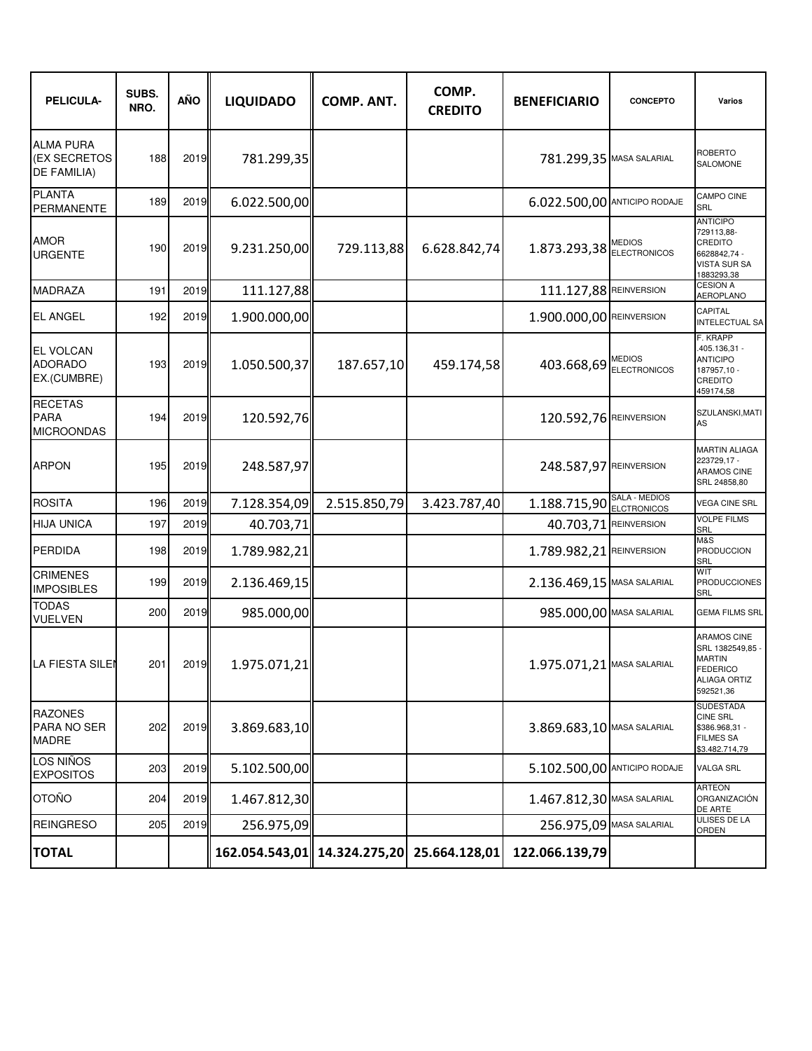| PELICULA- | SUBS. NRO. | AÑO | LIQUIDADO | COMP. ANT. | COMP. CREDITO | BENEFICIARIO | CONCEPTO | Varios |
|---|---|---|---|---|---|---|---|---|
| ALMA PURA (EX SECRETOS DE FAMILIA) | 188 | 2019 | 781.299,35 | | | 781.299,35 | MASA SALARIAL | ROBERTO SALOMONE |
| PLANTA PERMANENTE | 189 | 2019 | 6.022.500,00 | | | 6.022.500,00 | ANTICIPO RODAJE | CAMPO CINE SRL |
| AMOR URGENTE | 190 | 2019 | 9.231.250,00 | 729.113,88 | 6.628.842,74 | 1.873.293,38 | MEDIOS ELECTRONICOS | ANTICIPO 729113,88- CREDITO 6628842,74 - VISTA SUR SA 1883293,38 |
| MADRAZA | 191 | 2019 | 111.127,88 | | | 111.127,88 | REINVERSION | CESION A AEROPLANO |
| EL ANGEL | 192 | 2019 | 1.900.000,00 | | | 1.900.000,00 | REINVERSION | CAPITAL INTELECTUAL SA |
| EL VOLCAN ADORADO EX.(CUMBRE) | 193 | 2019 | 1.050.500,37 | 187.657,10 | 459.174,58 | 403.668,69 | MEDIOS ELECTRONICOS | F. KRAPP .405.136,31 - ANTICIPO 187957,10 - CREDITO 459174,58 |
| RECETAS PARA MICROONDAS | 194 | 2019 | 120.592,76 | | | 120.592,76 | REINVERSION | SZULANSKI,MATI AS |
| ARPON | 195 | 2019 | 248.587,97 | | | 248.587,97 | REINVERSION | MARTIN ALIAGA 223729,17 - ARAMOS CINE SRL 24858,80 |
| ROSITA | 196 | 2019 | 7.128.354,09 | 2.515.850,79 | 3.423.787,40 | 1.188.715,90 | SALA - MEDIOS ELCTRONICOS | VEGA CINE SRL |
| HIJA UNICA | 197 | 2019 | 40.703,71 | | | 40.703,71 | REINVERSION | VOLPE FILMS SRL |
| PERDIDA | 198 | 2019 | 1.789.982,21 | | | 1.789.982,21 | REINVERSION | M&S PRODUCCION SRL |
| CRIMENES IMPOSIBLES | 199 | 2019 | 2.136.469,15 | | | 2.136.469,15 | MASA SALARIAL | WIT PRODUCCIONES SRL |
| TODAS VUELVEN | 200 | 2019 | 985.000,00 | | | 985.000,00 | MASA SALARIAL | GEMA FILMS SRL |
| LA FIESTA SILEN | 201 | 2019 | 1.975.071,21 | | | 1.975.071,21 | MASA SALARIAL | ARAMOS CINE SRL 1382549,85 - MARTIN FEDERICO ALIAGA ORTIZ 592521,36 |
| RAZONES PARA NO SER MADRE | 202 | 2019 | 3.869.683,10 | | | 3.869.683,10 | MASA SALARIAL | SUDESTADA CINE SRL $386.968,31 - FILMES SA $3.482.714,79 |
| LOS NIÑOS EXPOSITOS | 203 | 2019 | 5.102.500,00 | | | 5.102.500,00 | ANTICIPO RODAJE | VALGA SRL |
| OTOÑO | 204 | 2019 | 1.467.812,30 | | | 1.467.812,30 | MASA SALARIAL | ARTEON ORGANIZACIÓN DE ARTE |
| REINGRESO | 205 | 2019 | 256.975,09 | | | 256.975,09 | MASA SALARIAL | ULISES DE LA ORDEN |
| **TOTAL** | | | **162.054.543,01** | **14.324.275,20** | **25.664.128,01** | **122.066.139,79** | | |